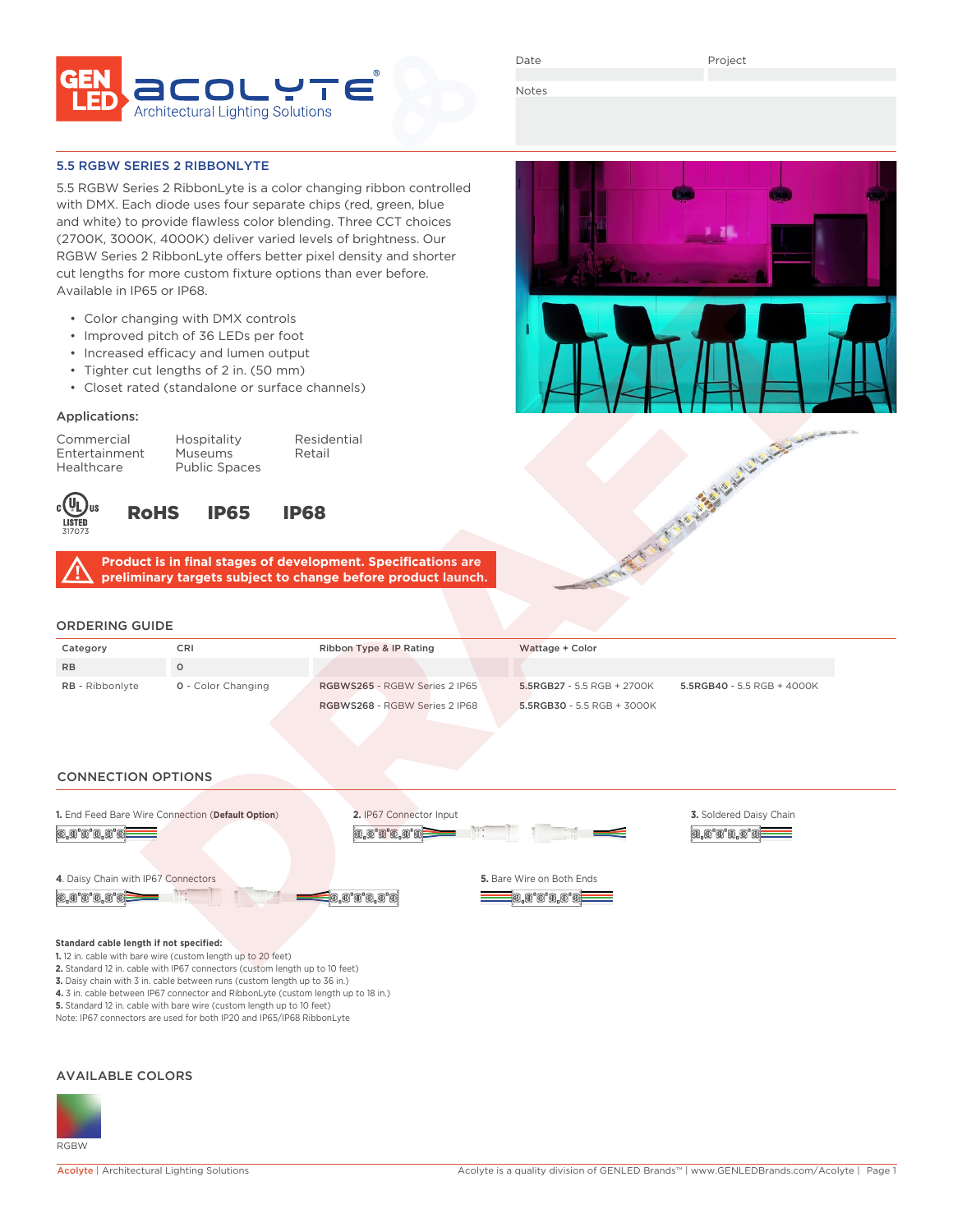Date | Project

Notes

## 5.5 RGBW SERIES 2 RIBBONLYTE

5.5 RGBW Series 2 RibbonLyte is a color changing ribbon controlled with DMX. Each diode uses four separate chips (red, green, blue and white) to provide flawless color blending. Three CCT choices (2700K, 3000K, 4000K) deliver varied levels of brightness. Our RGBW Series 2 RibbonLyte offers better pixel density and shorter cut lengths for more custom fixture options than ever before. Available in IP65 or IP68.

- Color changing with DMX controls
- Improved pitch of 36 LEDs per foot
- Increased efficacy and lumen output
- Tighter cut lengths of 2 in. (50 mm)
- Closet rated (standalone or surface channels)

### Applications:

| | | |
|---|---|---|
| Commercial | Hospitality | Residential |
| Entertainment | Museums | Retail |
| Healthcare | Public Spaces | |

cULus LISTED 317073 **RoHS** **IP65** **IP68**

**Product is in final stages of development. Specifications are preliminary targets subject to change before product launch.**

## ORDERING GUIDE

| Category | CRI | Ribbon Type & IP Rating | Wattage + Color | |
|---|---|---|---|---|
| RB | 0 | | | |
| **RB** - Ribbonlyte | **0** - Color Changing | **RGBWS265** - RGBW Series 2 IP65 | **5.5RGB27** - 5.5 RGB + 2700K | **5.5RGB40** - 5.5 RGB + 4000K |
| | | **RGBWS268** - RGBW Series 2 IP68 | **5.5RGB30** - 5.5 RGB + 3000K | |

## CONNECTION OPTIONS

**1.** End Feed Bare Wire Connection (**Default Option**)

**2.** IP67 Connector Input

**3.** Soldered Daisy Chain

**4**. Daisy Chain with IP67 Connectors

**5.** Bare Wire on Both Ends

**Standard cable length if not specified:**
**1.** 12 in. cable with bare wire (custom length up to 20 feet)
**2.** Standard 12 in. cable with IP67 connectors (custom length up to 10 feet)
**3.** Daisy chain with 3 in. cable between runs (custom length up to 36 in.)
**4.** 3 in. cable between IP67 connector and RibbonLyte (custom length up to 18 in.)
**5.** Standard 12 in. cable with bare wire (custom length up to 10 feet)
Note: IP67 connectors are used for both IP20 and IP65/IP68 RibbonLyte

## AVAILABLE COLORS

RGBW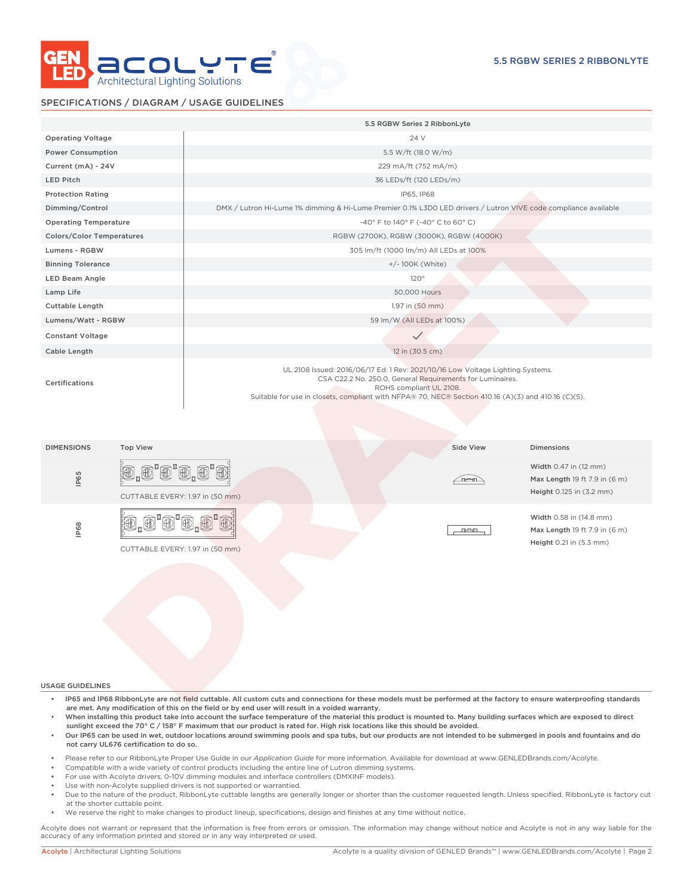# 5.5 RGBW SERIES 2 RIBBONLYTE

## SPECIFICATIONS / DIAGRAM / USAGE GUIDELINES

| | 5.5 RGBW Series 2 RibbonLyte |
|---|---|
| Operating Voltage | 24 V |
| Power Consumption | 5.5 W/ft (18.0 W/m) |
| Current (mA) - 24V | 229 mA/ft (752 mA/m) |
| LED Pitch | 36 LEDs/ft (120 LEDs/m) |
| Protection Rating | IP65, IP68 |
| Dimming/Control | DMX / Lutron Hi-Lume 1% dimming & Hi-Lume Premier 0.1% L3D0 LED drivers / Lutron VIVE code compliance available |
| Operating Temperature | -40° F to 140° F (-40° C to 60° C) |
| Colors/Color Temperatures | RGBW (2700K), RGBW (3000K), RGBW (4000K) |
| Lumens - RGBW | 305 lm/ft (1000 lm/m) All LEDs at 100% |
| Binning Tolerance | +/- 100K (White) |
| LED Beam Angle | 120° |
| Lamp Life | 50,000 Hours |
| Cuttable Length | 1.97 in (50 mm) |
| Lumens/Watt - RGBW | 59 lm/W (All LEDs at 100%) |
| Constant Voltage | ✓ |
| Cable Length | 12 in (30.5 cm) |
| Certifications | UL 2108 Issued: 2016/06/17 Ed: 1 Rev: 2021/10/16 Low Voltage Lighting Systems. CSA C22.2 No. 250.0, General Requirements for Luminaires. ROHS compliant UL 2108. Suitable for use in closets, compliant with NFPA® 70, NEC® Section 410.16 (A)(3) and 410.16 (C)(5). |

| DIMENSIONS | Top View | Side View | Dimensions |
|---|---|---|---|
| IP65 | CUTTABLE EVERY: 1.97 in (50 mm) | | **Width** 0.47 in (12 mm)<br>**Max Length** 19 ft 7.9 in (6 m)<br>**Height** 0.125 in (3.2 mm) |
| IP68 | CUTTABLE EVERY: 1.97 in (50 mm) | | **Width** 0.58 in (14.8 mm)<br>**Max Length** 19 ft 7.9 in (6 m)<br>**Height** 0.21 in (5.3 mm) |

## USAGE GUIDELINES

- **IP65 and IP68 RibbonLyte are not field cuttable. All custom cuts and connections for these models must be performed at the factory to ensure waterproofing standards are met. Any modification of this on the field or by end user will result in a voided warranty.**
- **When installing this product take into account the surface temperature of the material this product is mounted to. Many building surfaces which are exposed to direct sunlight exceed the 70° C / 158° F maximum that our product is rated for. High risk locations like this should be avoided.**
- **Our IP65 can be used in wet, outdoor locations around swimming pools and spa tubs, but our products are not intended to be submerged in pools and fountains and do not carry UL676 certification to do so.**

- Please refer to our RibbonLyte Proper Use Guide in our *Application Guide* for more information. Available for download at www.GENLEDBrands.com/Acolyte.
- Compatible with a wide variety of control products including the entire line of Lutron dimming systems.
- For use with Acolyte drivers, 0-10V dimming modules and interface controllers (DMXINF models).
- Use with non-Acolyte supplied drivers is not supported or warrantied.
- Due to the nature of the product, RibbonLyte cuttable lengths are generally longer or shorter than the customer requested length. Unless specified, RibbonLyte is factory cut at the shorter cuttable point.
- We reserve the right to make changes to product lineup, specifications, design and finishes at any time without notice.

Acolyte does not warrant or represent that the information is free from errors or omission. The information may change without notice and Acolyte is not in any way liable for the accuracy of any information printed and stored or in any way interpreted or used.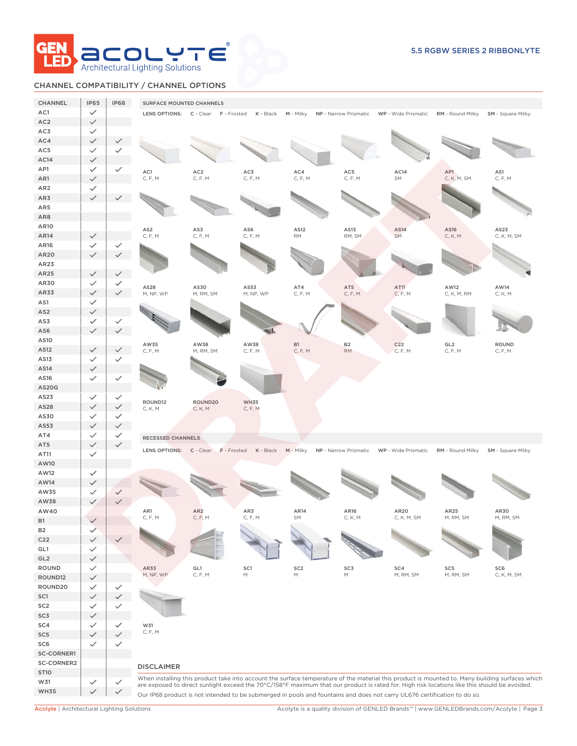## CHANNEL COMPATIBILITY / CHANNEL OPTIONS

| CHANNEL | IP65 | IP68 |
|---|---|---|
| AC1 | ✓ | |
| AC2 | ✓ | |
| AC3 | ✓ | |
| AC4 | ✓ | ✓ |
| AC5 | ✓ | ✓ |
| AC14 | ✓ | |
| AP1 | ✓ | ✓ |
| AR1 | ✓ | |
| AR2 | ✓ | |
| AR3 | ✓ | ✓ |
| AR5 | | |
| AR8 | | |
| AR10 | | |
| AR14 | ✓ | |
| AR16 | ✓ | ✓ |
| AR20 | ✓ | ✓ |
| AR23 | | |
| AR25 | ✓ | ✓ |
| AR30 | ✓ | ✓ |
| AR33 | ✓ | ✓ |
| AS1 | ✓ | |
| AS2 | ✓ | |
| AS3 | ✓ | ✓ |
| AS6 | ✓ | ✓ |
| AS10 | | |
| AS12 | ✓ | ✓ |
| AS13 | ✓ | ✓ |
| AS14 | ✓ | |
| AS16 | ✓ | ✓ |
| AS20G | | |
| AS23 | ✓ | ✓ |
| AS28 | ✓ | ✓ |
| AS30 | ✓ | ✓ |
| AS53 | ✓ | ✓ |
| AT4 | ✓ | ✓ |
| AT5 | ✓ | ✓ |
| AT11 | ✓ | |
| AW10 | | |
| AW12 | ✓ | |
| AW14 | ✓ | |
| AW35 | ✓ | ✓ |
| AW38 | ✓ | ✓ |
| AW40 | | |
| B1 | ✓ | |
| B2 | ✓ | |
| C22 | ✓ | ✓ |
| GL1 | ✓ | |
| GL2 | ✓ | |
| ROUND | ✓ | |
| ROUND12 | ✓ | |
| ROUND20 | ✓ | ✓ |
| SC1 | ✓ | ✓ |
| SC2 | ✓ | ✓ |
| SC3 | ✓ | |
| SC4 | ✓ | ✓ |
| SC5 | ✓ | ✓ |
| SC6 | ✓ | ✓ |
| SC-CORNER1 | | |
| SC-CORNER2 | | |
| ST10 | | |
| W31 | ✓ | ✓ |
| WH35 | ✓ | ✓ |

### SURFACE MOUNTED CHANNELS

LENS OPTIONS: C - Clear F - Frosted K - Black M - Milky NP - Narrow Prismatic WP - Wide Prismatic RM - Round Milky SM - Square Milky

| Channel | Lens Options |
|---|---|
| AC1 | C, F, M |
| AC2 | C, F, M |
| AC3 | C, F, M |
| AC4 | C, F, M |
| AC5 | C, F, M |
| AC14 | SM |
| AP1 | C, K, M, SM |
| AS1 | C, F, M |
| AS2 | C, F, M |
| AS3 | C, F, M |
| AS6 | C, F, M |
| AS12 | RM |
| AS13 | RM, SM |
| AS14 | SM |
| AS16 | C, K, M |
| AS23 | C, K, M, SM |
| AS28 | M, NP, WP |
| AS30 | M, RM, SM |
| AS53 | M, NP, WP |
| AT4 | C, F, M |
| AT5 | C, F, M |
| AT11 | C, F, M |
| AW12 | C, K, M, RM |
| AW14 | C, K, M |
| AW35 | C, F, M |
| AW38 | M, RM, SM |
| AW38 | C, F, M |
| B1 | C, F, M |
| B2 | RM |
| C22 | C, F, M |
| GL2 | C, F, M |
| ROUND | C, F, M |
| ROUND12 | C, K, M |
| ROUND20 | C, K, M |
| WH35 | C, F, M |

### RECESSED CHANNELS

LENS OPTIONS: C - Clear F - Frosted K - Black M - Milky NP - Narrow Prismatic WP - Wide Prismatic RM - Round Milky SM - Square Milky

| Channel | Lens Options |
|---|---|
| AR1 | C, F, M |
| AR2 | C, F, M |
| AR3 | C, F, M |
| AR14 | SM |
| AR16 | C, K, M |
| AR20 | C, K, M, SM |
| AR25 | M, RM, SM |
| AR30 | M, RM, SM |
| AR33 | M, NP, WP |
| GL1 | C, F, M |
| SC1 | M |
| SC2 | M |
| SC3 | M |
| SC4 | M, RM, SM |
| SC5 | M, RM, SM |
| SC6 | C, K, M, SM |
| W31 | C, F, M |

### DISCLAIMER

When installing this product take into account the surface temperature of the material this product is mounted to. Many building surfaces which are exposed to direct sunlight exceed the 70°C/158°F maximum that our product is rated for. High risk locations like this should be avoided.

Our IP68 product is not intended to be submerged in pools and fountains and does not carry UL676 certification to do so.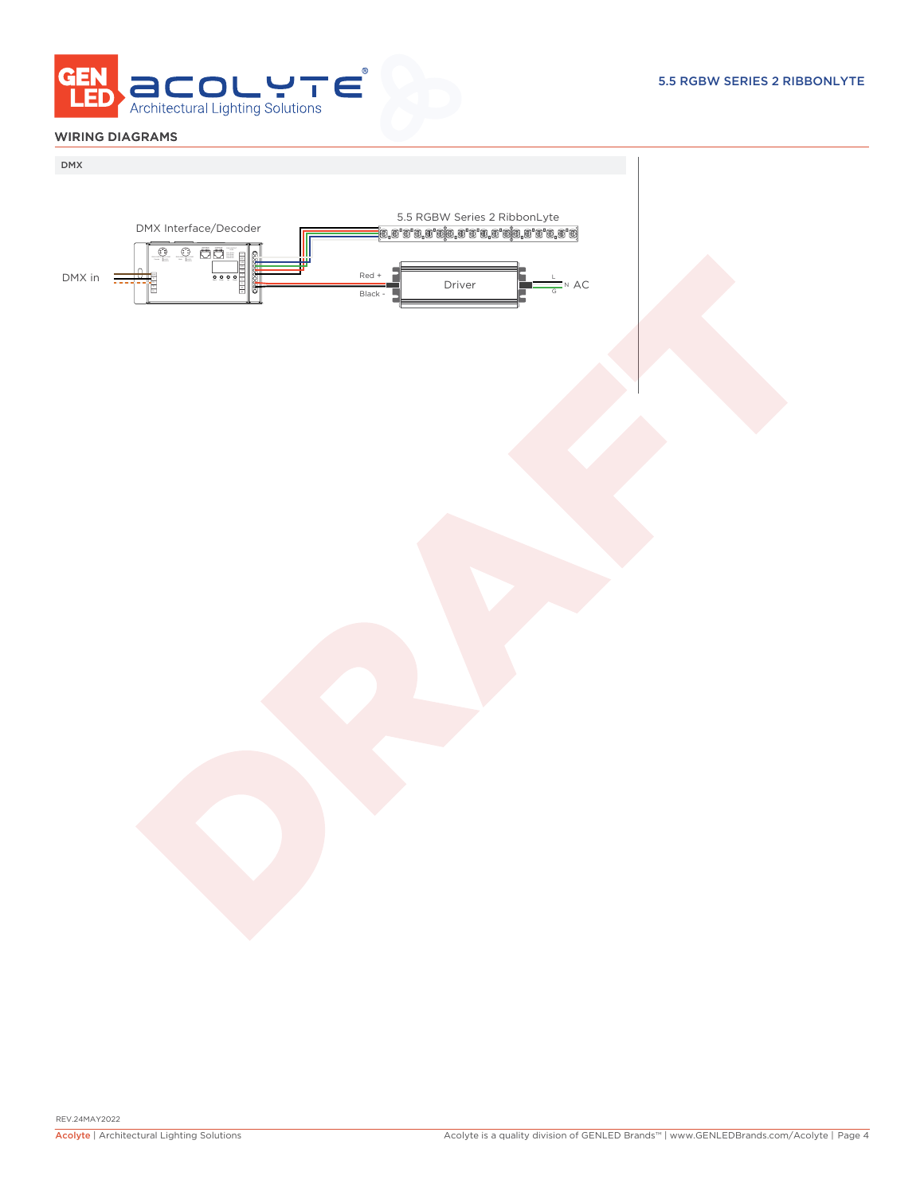## WIRING DIAGRAMS

### DMX

DMX Interface/Decoder

5.5 RGBW Series 2 RibbonLyte

DMX in

Red +

Black -

Driver

L

N AC

G

DRAFT

REV.24MAY2022